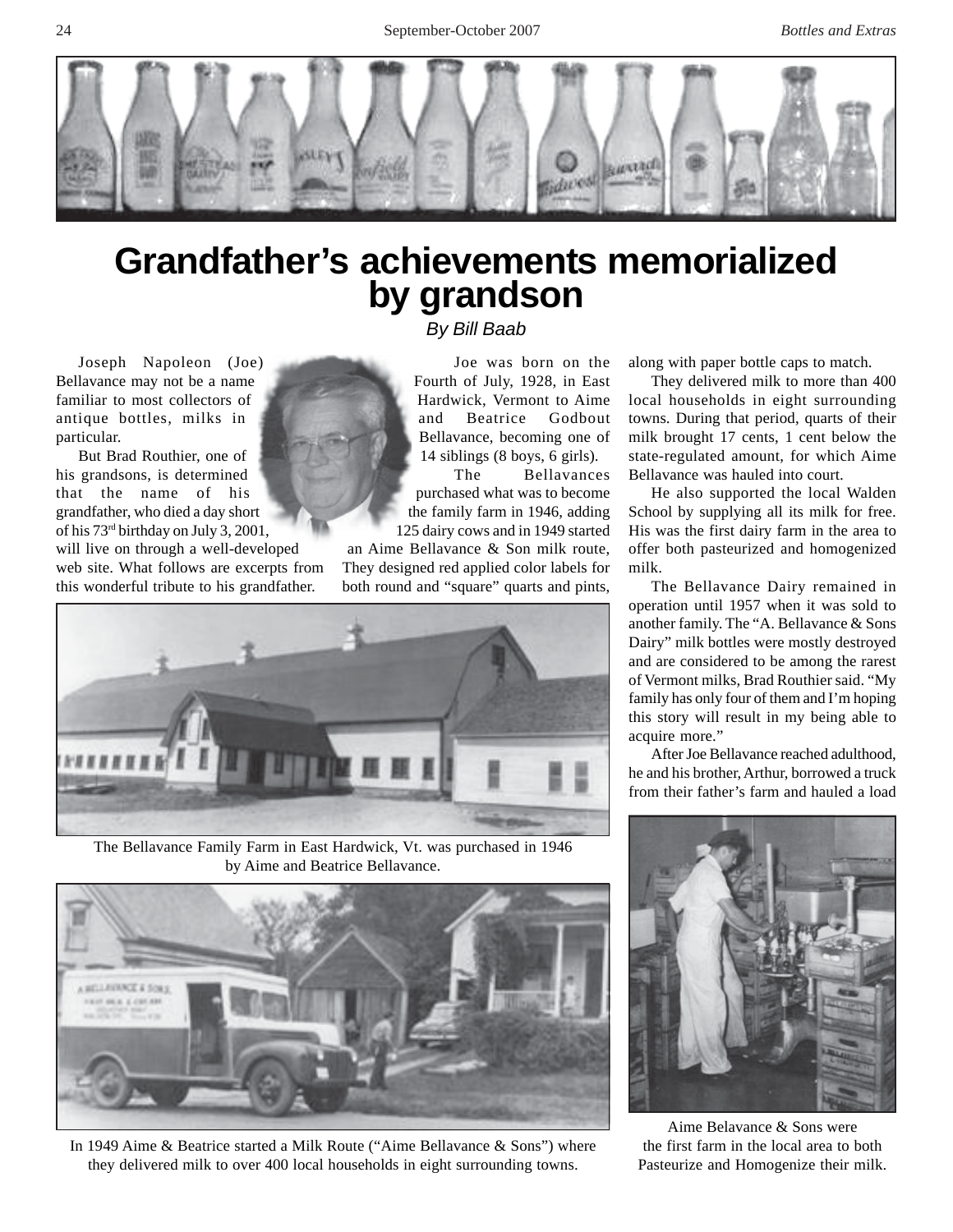# Grandfather's achievements memorialized by grandson

*By Bill Baab*

Joseph Napoleon (Joe) Bellavance may not be a name familiar to most collectors of antique bottles, milks in particular.

But Brad Routhier, one of his grandsons, is determined that the name of his grandfather, who died a day short of his 73rd birthday on July 3, 2001, will live on through a well-developed web site. What follows are excerpts from this wonderful tribute to his grandfather.

Joe was born on the Fourth of July, 1928, in East Hardwick, Vermont to Aime and Beatrice Godbout Bellavance, becoming one of 14 siblings (8 boys, 6 girls).

The Bellavances purchased what was to become the family farm in 1946, adding 125 dairy cows and in 1949 started an Aime Bellavance & Son milk route, They designed red applied color labels for both round and "square" quarts and pints, along with paper bottle caps to match.

They delivered milk to more than 400 local households in eight surrounding towns. During that period, quarts of their milk brought 17 cents, 1 cent below the state-regulated amount, for which Aime Bellavance was hauled into court.

He also supported the local Walden School by supplying all its milk for free. His was the first dairy farm in the area to offer both pasteurized and homogenized milk.

The Bellavance Dairy remained in operation until 1957 when it was sold to another family. The "A. Bellavance & Sons Dairy" milk bottles were mostly destroyed and are considered to be among the rarest of Vermont milks, Brad Routhier said. "My family has only four of them and I'm hoping this story will result in my being able to acquire more."

After Joe Bellavance reached adulthood, he and his brother, Arthur, borrowed a truck from their father's farm and hauled a load

The Bellavance Family Farm in East Hardwick, Vt. was purchased in 1946 by Aime and Beatrice Bellavance.

In 1949 Aime & Beatrice started a Milk Route ("Aime Bellavance & Sons") where they delivered milk to over 400 local households in eight surrounding towns.

Aime Belavance & Sons were the first farm in the local area to both Pasteurize and Homogenize their milk.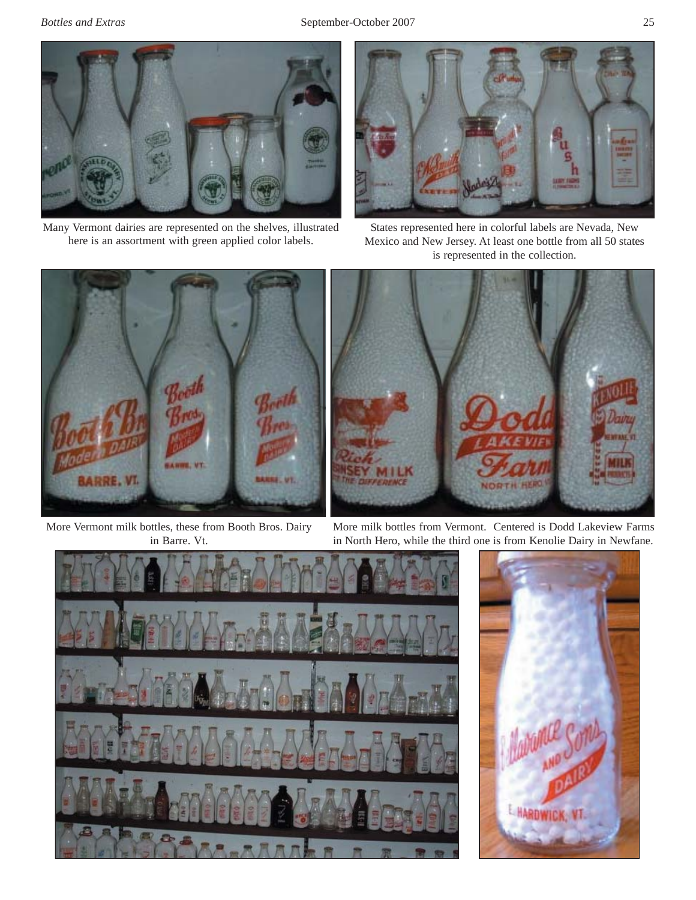Many Vermont dairies are represented on the shelves, illustrated here is an assortment with green applied color labels.

States represented here in colorful labels are Nevada, New Mexico and New Jersey. At least one bottle from all 50 states is represented in the collection.

More Vermont milk bottles, these from Booth Bros. Dairy in Barre. Vt.

More milk bottles from Vermont. Centered is Dodd Lakeview Farms in North Hero, while the third one is from Kenolie Dairy in Newfane.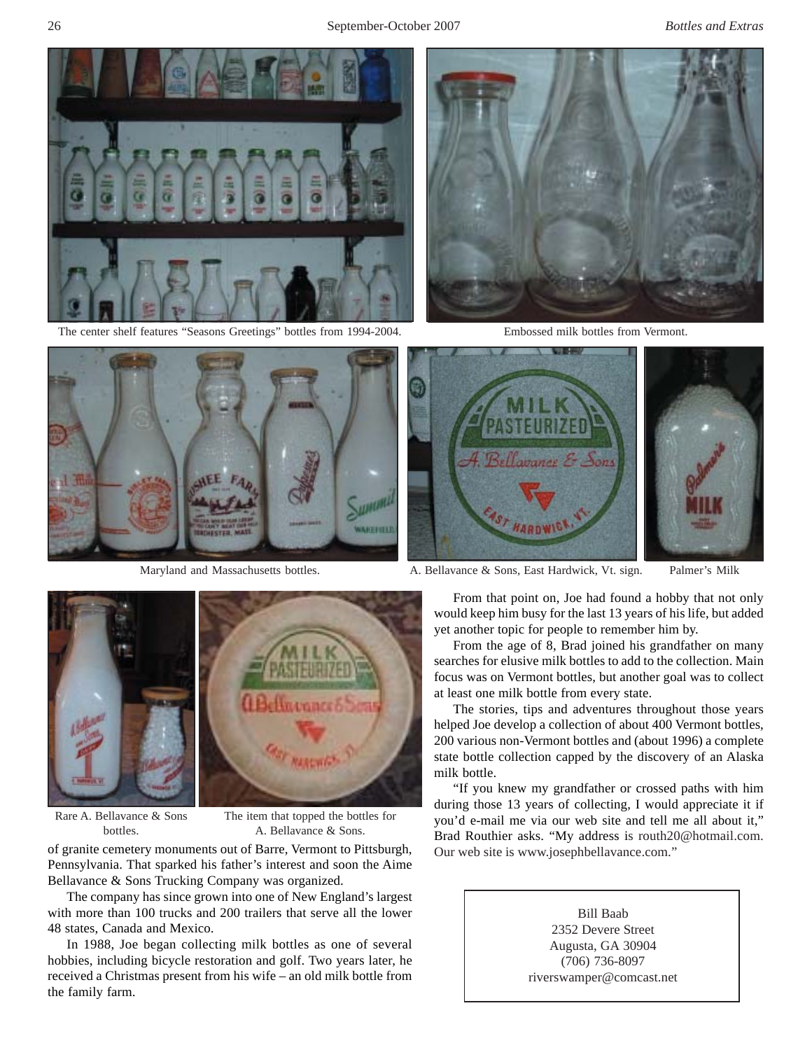The center shelf features "Seasons Greetings" bottles from 1994-2004.

Embossed milk bottles from Vermont.

Maryland and Massachusetts bottles.

A. Bellavance & Sons, East Hardwick, Vt. sign.

Palmer's Milk

Rare A. Bellavance & Sons bottles.

The item that topped the bottles for A. Bellavance & Sons.

of granite cemetery monuments out of Barre, Vermont to Pittsburgh, Pennsylvania. That sparked his father's interest and soon the Aime Bellavance & Sons Trucking Company was organized.

The company has since grown into one of New England's largest with more than 100 trucks and 200 trailers that serve all the lower 48 states, Canada and Mexico.

In 1988, Joe began collecting milk bottles as one of several hobbies, including bicycle restoration and golf. Two years later, he received a Christmas present from his wife – an old milk bottle from the family farm.

From that point on, Joe had found a hobby that not only would keep him busy for the last 13 years of his life, but added yet another topic for people to remember him by.

From the age of 8, Brad joined his grandfather on many searches for elusive milk bottles to add to the collection. Main focus was on Vermont bottles, but another goal was to collect at least one milk bottle from every state.

The stories, tips and adventures throughout those years helped Joe develop a collection of about 400 Vermont bottles, 200 various non-Vermont bottles and (about 1996) a complete state bottle collection capped by the discovery of an Alaska milk bottle.

"If you knew my grandfather or crossed paths with him during those 13 years of collecting, I would appreciate it if you'd e-mail me via our web site and tell me all about it," Brad Routhier asks. "My address is routh20@hotmail.com. Our web site is www.josephbellavance.com."

Bill Baab
2352 Devere Street
Augusta, GA 30904
(706) 736-8097
riverswamper@comcast.net